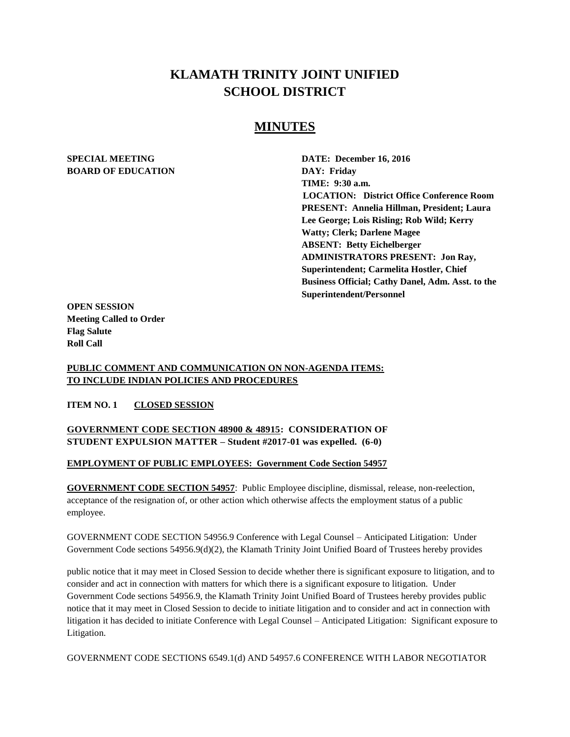# KLAMATH TRINITY JOINT UNIFIED SCHOOL DISTRICT

## MINUTES

**SPECIAL MEETING**
**BOARD OF EDUCATION**

**DATE: December 16, 2016**
**DAY: Friday**
**TIME: 9:30 a.m.**
**LOCATION: District Office Conference Room**
**PRESENT: Annelia Hillman, President; Laura Lee George; Lois Risling; Rob Wild; Kerry Watty; Clerk; Darlene Magee**
**ABSENT: Betty Eichelberger**
**ADMINISTRATORS PRESENT: Jon Ray, Superintendent; Carmelita Hostler, Chief Business Official; Cathy Danel, Adm. Asst. to the Superintendent/Personnel**

**OPEN SESSION**
**Meeting Called to Order**
**Flag Salute**
**Roll Call**

**PUBLIC COMMENT AND COMMUNICATION ON NON-AGENDA ITEMS: TO INCLUDE INDIAN POLICIES AND PROCEDURES**

**ITEM NO. 1 CLOSED SESSION**

**GOVERNMENT CODE SECTION 48900 & 48915: CONSIDERATION OF STUDENT EXPULSION MATTER – Student #2017-01 was expelled. (6-0)**

**EMPLOYMENT OF PUBLIC EMPLOYEES: Government Code Section 54957**

**GOVERNMENT CODE SECTION 54957**: Public Employee discipline, dismissal, release, non-reelection, acceptance of the resignation of, or other action which otherwise affects the employment status of a public employee.

GOVERNMENT CODE SECTION 54956.9 Conference with Legal Counsel – Anticipated Litigation: Under Government Code sections 54956.9(d)(2), the Klamath Trinity Joint Unified Board of Trustees hereby provides public notice that it may meet in Closed Session to decide whether there is significant exposure to litigation, and to consider and act in connection with matters for which there is a significant exposure to litigation. Under Government Code sections 54956.9, the Klamath Trinity Joint Unified Board of Trustees hereby provides public notice that it may meet in Closed Session to decide to initiate litigation and to consider and act in connection with litigation it has decided to initiate Conference with Legal Counsel – Anticipated Litigation: Significant exposure to Litigation.

GOVERNMENT CODE SECTIONS 6549.1(d) AND 54957.6 CONFERENCE WITH LABOR NEGOTIATOR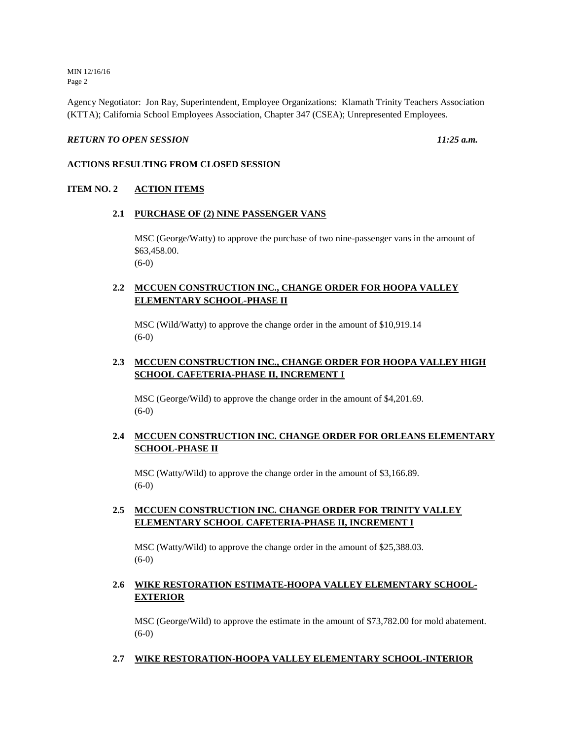Agency Negotiator: Jon Ray, Superintendent, Employee Organizations: Klamath Trinity Teachers Association (KTTA); California School Employees Association, Chapter 347 (CSEA); Unrepresented Employees.

***RETURN TO OPEN SESSION*** ***11:25 a.m.***

**ACTIONS RESULTING FROM CLOSED SESSION**

**ITEM NO. 2 ACTION ITEMS**

**2.1 PURCHASE OF (2) NINE PASSENGER VANS**

MSC (George/Watty) to approve the purchase of two nine-passenger vans in the amount of $63,458.00.
(6-0)

**2.2 MCCUEN CONSTRUCTION INC., CHANGE ORDER FOR HOOPA VALLEY ELEMENTARY SCHOOL-PHASE II**

MSC (Wild/Watty) to approve the change order in the amount of $10,919.14
(6-0)

**2.3 MCCUEN CONSTRUCTION INC., CHANGE ORDER FOR HOOPA VALLEY HIGH SCHOOL CAFETERIA-PHASE II, INCREMENT I**

MSC (George/Wild) to approve the change order in the amount of $4,201.69.
(6-0)

**2.4 MCCUEN CONSTRUCTION INC. CHANGE ORDER FOR ORLEANS ELEMENTARY SCHOOL-PHASE II**

MSC (Watty/Wild) to approve the change order in the amount of $3,166.89.
(6-0)

**2.5 MCCUEN CONSTRUCTION INC. CHANGE ORDER FOR TRINITY VALLEY ELEMENTARY SCHOOL CAFETERIA-PHASE II, INCREMENT I**

MSC (Watty/Wild) to approve the change order in the amount of $25,388.03.
(6-0)

**2.6 WIKE RESTORATION ESTIMATE-HOOPA VALLEY ELEMENTARY SCHOOL-EXTERIOR**

MSC (George/Wild) to approve the estimate in the amount of $73,782.00 for mold abatement.
(6-0)

**2.7 WIKE RESTORATION-HOOPA VALLEY ELEMENTARY SCHOOL-INTERIOR**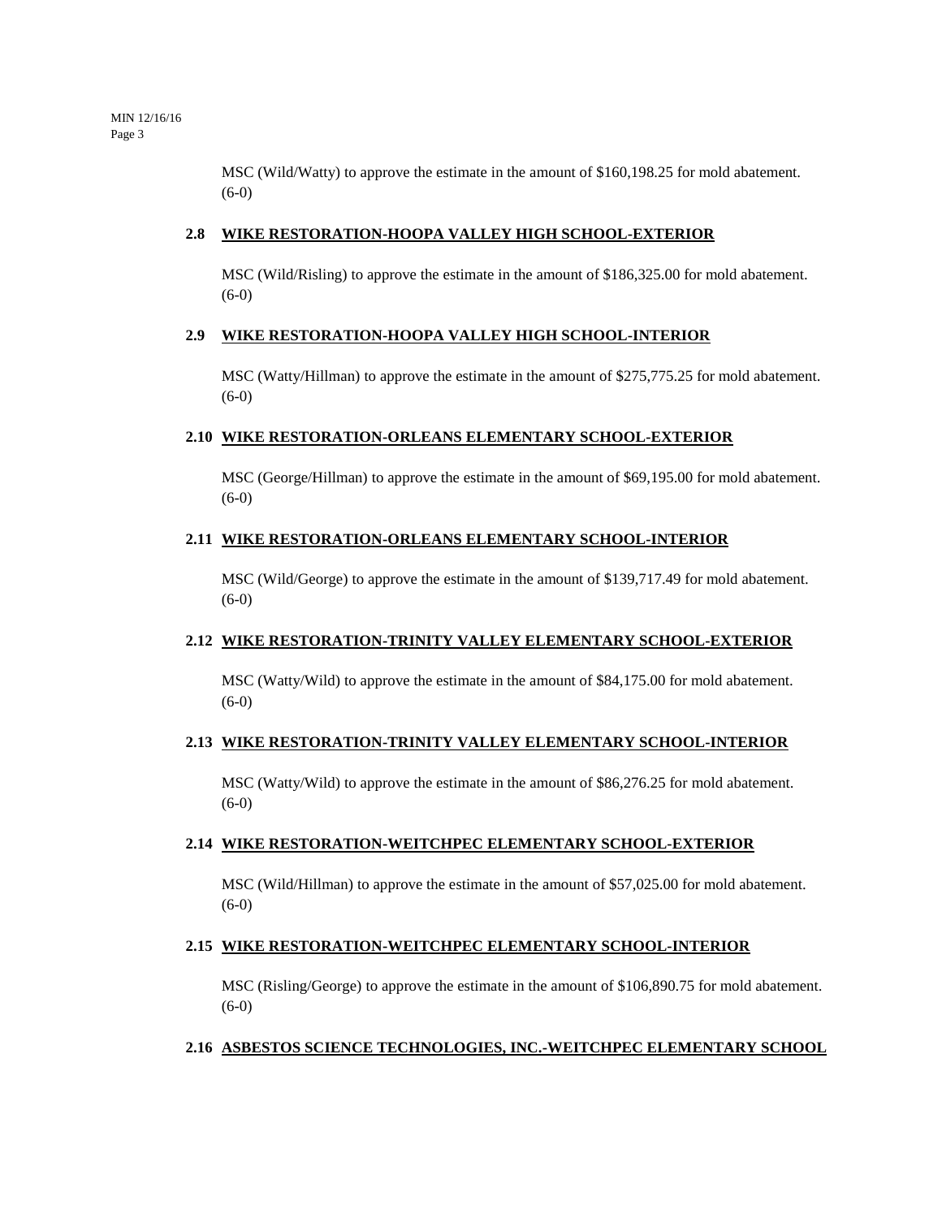MSC (Wild/Watty) to approve the estimate in the amount of $160,198.25 for mold abatement. (6-0)

### 2.8 WIKE RESTORATION-HOOPA VALLEY HIGH SCHOOL-EXTERIOR

MSC (Wild/Risling) to approve the estimate in the amount of $186,325.00 for mold abatement. (6-0)

### 2.9 WIKE RESTORATION-HOOPA VALLEY HIGH SCHOOL-INTERIOR

MSC (Watty/Hillman) to approve the estimate in the amount of $275,775.25 for mold abatement. (6-0)

### 2.10 WIKE RESTORATION-ORLEANS ELEMENTARY SCHOOL-EXTERIOR

MSC (George/Hillman) to approve the estimate in the amount of $69,195.00 for mold abatement. (6-0)

### 2.11 WIKE RESTORATION-ORLEANS ELEMENTARY SCHOOL-INTERIOR

MSC (Wild/George) to approve the estimate in the amount of $139,717.49 for mold abatement. (6-0)

### 2.12 WIKE RESTORATION-TRINITY VALLEY ELEMENTARY SCHOOL-EXTERIOR

MSC (Watty/Wild) to approve the estimate in the amount of $84,175.00 for mold abatement. (6-0)

### 2.13 WIKE RESTORATION-TRINITY VALLEY ELEMENTARY SCHOOL-INTERIOR

MSC (Watty/Wild) to approve the estimate in the amount of $86,276.25 for mold abatement. (6-0)

### 2.14 WIKE RESTORATION-WEITCHPEC ELEMENTARY SCHOOL-EXTERIOR

MSC (Wild/Hillman) to approve the estimate in the amount of $57,025.00 for mold abatement. (6-0)

### 2.15 WIKE RESTORATION-WEITCHPEC ELEMENTARY SCHOOL-INTERIOR

MSC (Risling/George) to approve the estimate in the amount of $106,890.75 for mold abatement. (6-0)

### 2.16 ASBESTOS SCIENCE TECHNOLOGIES, INC.-WEITCHPEC ELEMENTARY SCHOOL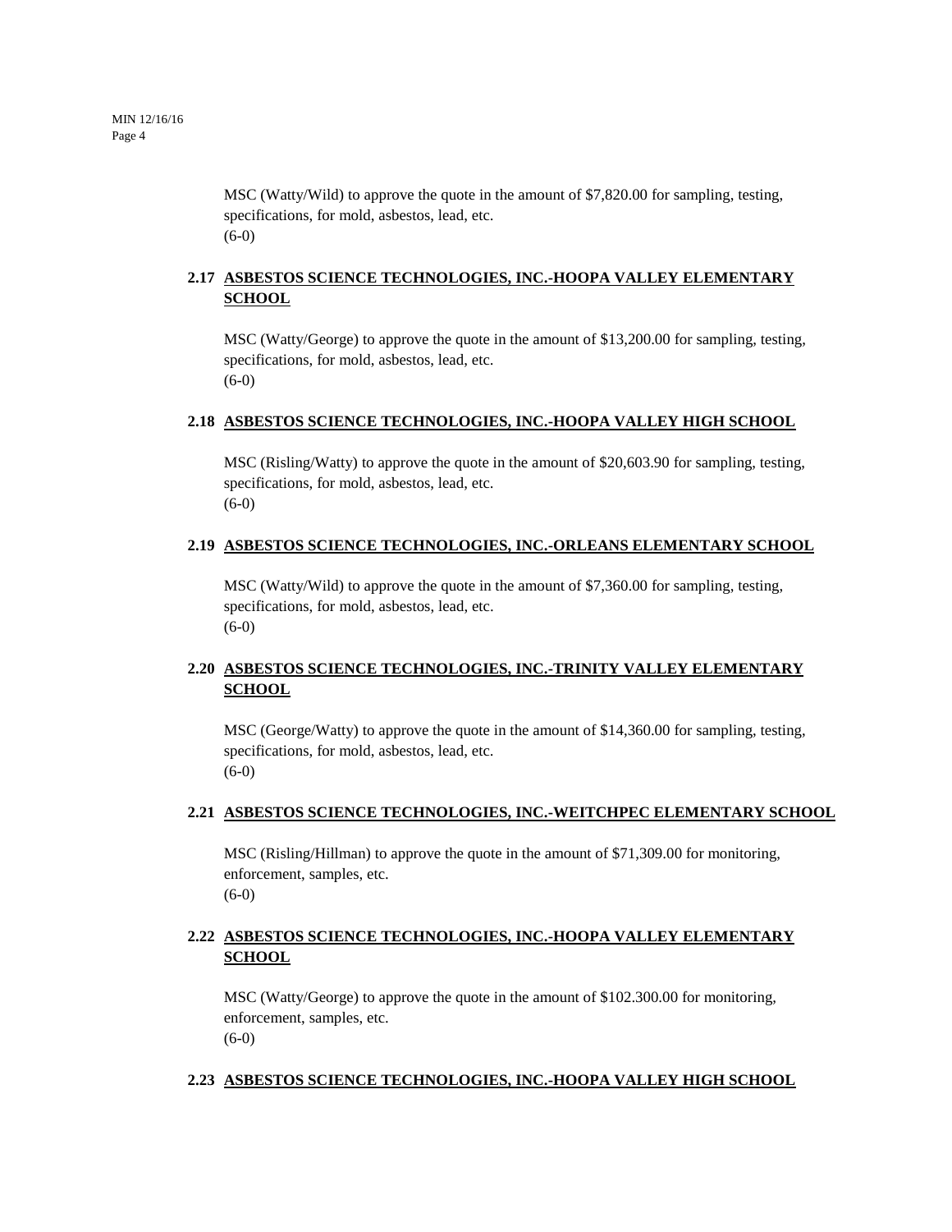MSC (Watty/Wild) to approve the quote in the amount of $7,820.00 for sampling, testing, specifications, for mold, asbestos, lead, etc.
(6-0)

### 2.17 ASBESTOS SCIENCE TECHNOLOGIES, INC.-HOOPA VALLEY ELEMENTARY SCHOOL

MSC (Watty/George) to approve the quote in the amount of $13,200.00 for sampling, testing, specifications, for mold, asbestos, lead, etc.
(6-0)

### 2.18 ASBESTOS SCIENCE TECHNOLOGIES, INC.-HOOPA VALLEY HIGH SCHOOL

MSC (Risling/Watty) to approve the quote in the amount of $20,603.90 for sampling, testing, specifications, for mold, asbestos, lead, etc.
(6-0)

### 2.19 ASBESTOS SCIENCE TECHNOLOGIES, INC.-ORLEANS ELEMENTARY SCHOOL

MSC (Watty/Wild) to approve the quote in the amount of $7,360.00 for sampling, testing, specifications, for mold, asbestos, lead, etc.
(6-0)

### 2.20 ASBESTOS SCIENCE TECHNOLOGIES, INC.-TRINITY VALLEY ELEMENTARY SCHOOL

MSC (George/Watty) to approve the quote in the amount of $14,360.00 for sampling, testing, specifications, for mold, asbestos, lead, etc.
(6-0)

### 2.21 ASBESTOS SCIENCE TECHNOLOGIES, INC.-WEITCHPEC ELEMENTARY SCHOOL

MSC (Risling/Hillman) to approve the quote in the amount of $71,309.00 for monitoring, enforcement, samples, etc.
(6-0)

### 2.22 ASBESTOS SCIENCE TECHNOLOGIES, INC.-HOOPA VALLEY ELEMENTARY SCHOOL

MSC (Watty/George) to approve the quote in the amount of $102.300.00 for monitoring, enforcement, samples, etc.
(6-0)

### 2.23 ASBESTOS SCIENCE TECHNOLOGIES, INC.-HOOPA VALLEY HIGH SCHOOL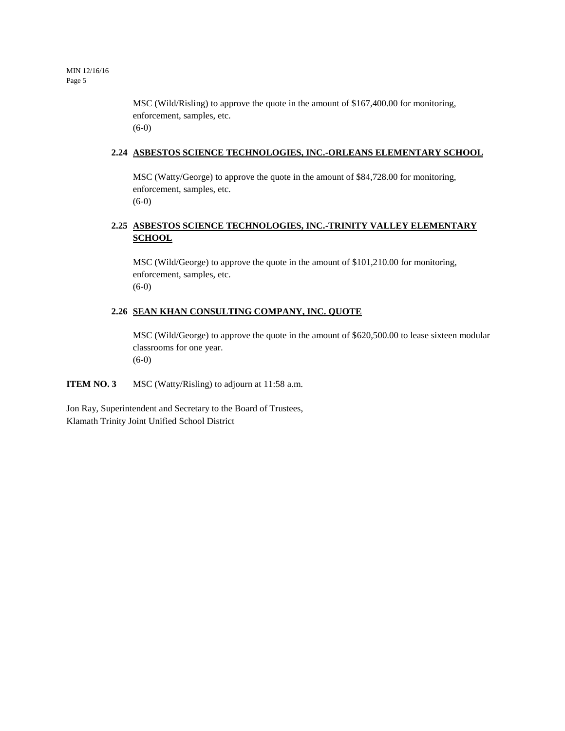MSC (Wild/Risling) to approve the quote in the amount of $167,400.00 for monitoring, enforcement, samples, etc.
(6-0)

**2.24 ASBESTOS SCIENCE TECHNOLOGIES, INC.-ORLEANS ELEMENTARY SCHOOL**

MSC (Watty/George) to approve the quote in the amount of $84,728.00 for monitoring, enforcement, samples, etc.
(6-0)

**2.25 ASBESTOS SCIENCE TECHNOLOGIES, INC.-TRINITY VALLEY ELEMENTARY SCHOOL**

MSC (Wild/George) to approve the quote in the amount of $101,210.00 for monitoring, enforcement, samples, etc.
(6-0)

**2.26 SEAN KHAN CONSULTING COMPANY, INC. QUOTE**

MSC (Wild/George) to approve the quote in the amount of $620,500.00 to lease sixteen modular classrooms for one year.
(6-0)

**ITEM NO. 3** MSC (Watty/Risling) to adjourn at 11:58 a.m.

Jon Ray, Superintendent and Secretary to the Board of Trustees,
Klamath Trinity Joint Unified School District